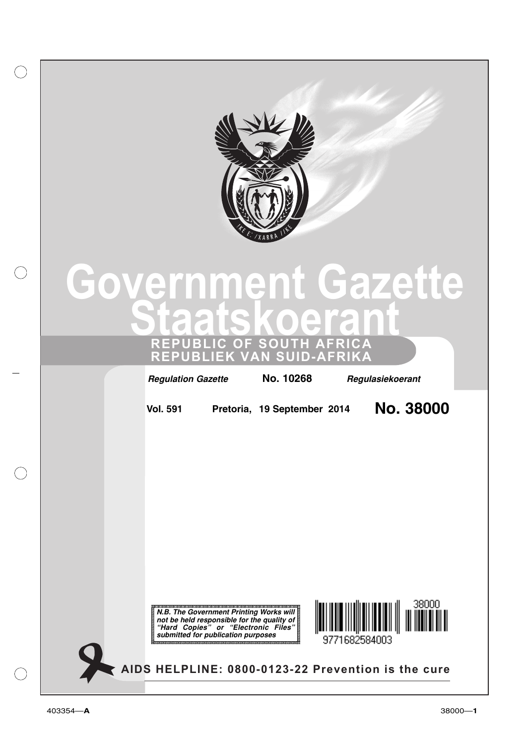# Government Gazette
# Staatskoerant

## REPUBLIC OF SOUTH AFRICA
## REPUBLIEK VAN SUID-AFRIKA

*Regulation Gazette* **No. 10268** *Regulasiekoerant*

**Vol. 591** **Pretoria, 19 September 2014** **No. 38000**

***N.B. The Government Printing Works will not be held responsible for the quality of "Hard Copies" or "Electronic Files" submitted for publication purposes***

9771682584003 38000

**AIDS HELPLINE: 0800-0123-22 Prevention is the cure**

403354—**A**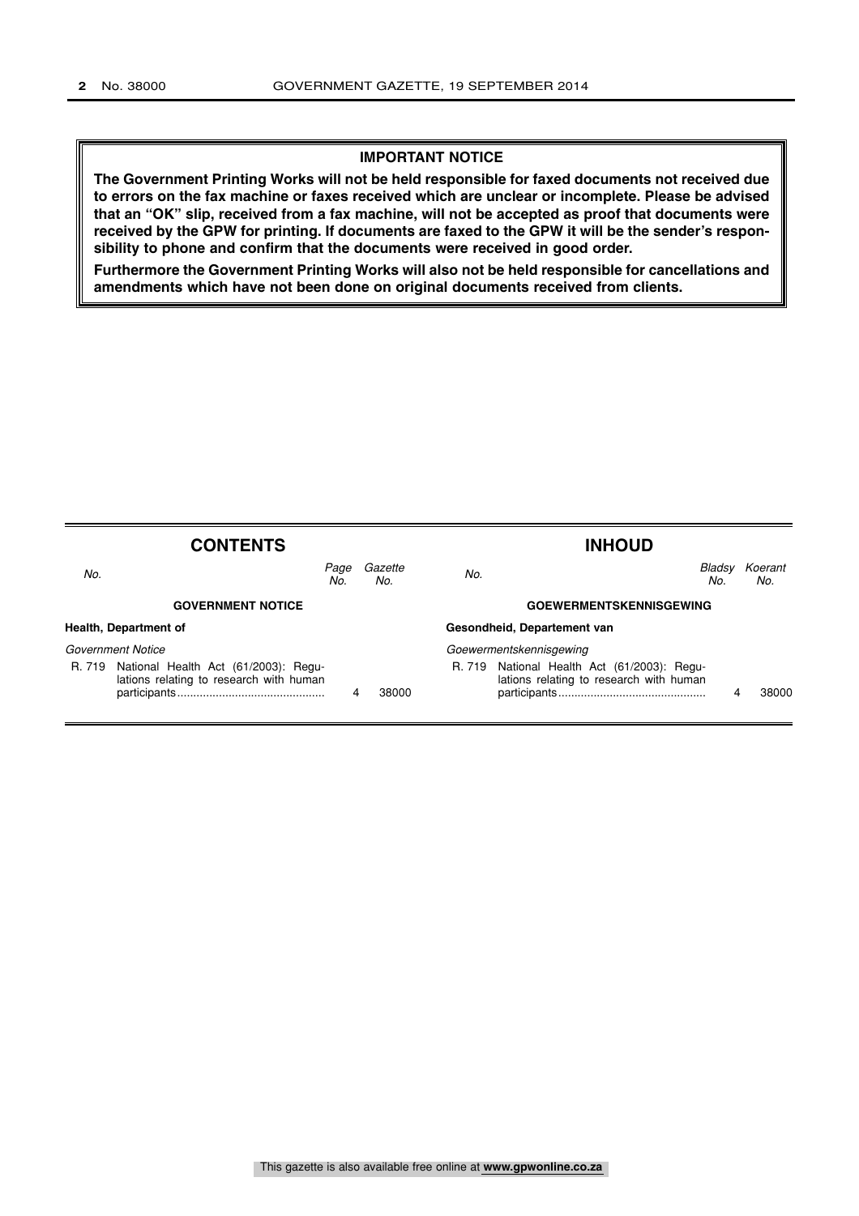**IMPORTANT NOTICE**

**The Government Printing Works will not be held responsible for faxed documents not received due to errors on the fax machine or faxes received which are unclear or incomplete. Please be advised that an "OK" slip, received from a fax machine, will not be accepted as proof that documents were received by the GPW for printing. If documents are faxed to the GPW it will be the sender's responsibility to phone and confirm that the documents were received in good order.**

**Furthermore the Government Printing Works will also not be held responsible for cancellations and amendments which have not been done on original documents received from clients.**

## CONTENTS

| *No.* | | *Page No.* | *Gazette No.* |
|---|---|---|---|
| | **GOVERNMENT NOTICE** | | |
| **Health, Department of** | | | |
| *Government Notice* | | | |
| R. 719 | National Health Act (61/2003): Regulations relating to research with human participants | 4 | 38000 |

## INHOUD

| *No.* | | *Bladsy No.* | *Koerant No.* |
|---|---|---|---|
| | **GOEWERMENTSKENNISGEWING** | | |
| **Gesondheid, Departement van** | | | |
| *Goewermentskennisgewing* | | | |
| R. 719 | National Health Act (61/2003): Regulations relating to research with human participants | 4 | 38000 |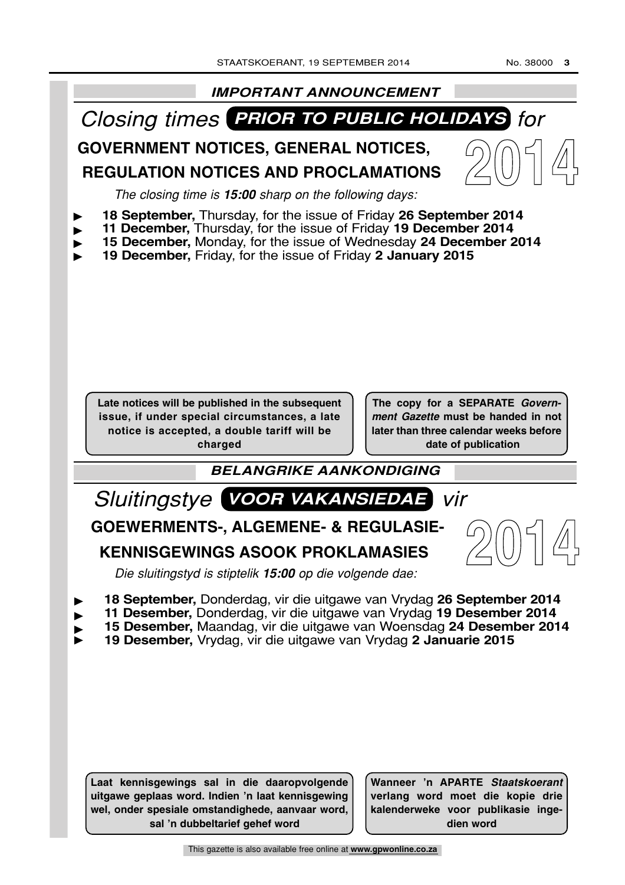## *IMPORTANT ANNOUNCEMENT*

# *Closing times* **PRIOR TO PUBLIC HOLIDAYS** *for*

## GOVERNMENT NOTICES, GENERAL NOTICES, REGULATION NOTICES AND PROCLAMATIONS

# 2014

*The closing time is **15:00** sharp on the following days:*

- **18 September,** Thursday, for the issue of Friday **26 September 2014**
- **11 December,** Thursday, for the issue of Friday **19 December 2014**
- **15 December,** Monday, for the issue of Wednesday **24 December 2014**
- **19 December,** Friday, for the issue of Friday **2 January 2015**

**Late notices will be published in the subsequent issue, if under special circumstances, a late notice is accepted, a double tariff will be charged**

**The copy for a SEPARATE *Government Gazette* must be handed in not later than three calendar weeks before date of publication**

## *BELANGRIKE AANKONDIGING*

# *Sluitingstye* **VOOR VAKANSIEDAE** *vir*

## GOEWERMENTS-, ALGEMENE- & REGULASIE-KENNISGEWINGS ASOOK PROKLAMASIES

# 2014

*Die sluitingstyd is stiptelik **15:00** op die volgende dae:*

- **18 September,** Donderdag, vir die uitgawe van Vrydag **26 September 2014**
- **11 Desember,** Donderdag, vir die uitgawe van Vrydag **19 Desember 2014**
- **15 Desember,** Maandag, vir die uitgawe van Woensdag **24 Desember 2014**
- **19 Desember,** Vrydag, vir die uitgawe van Vrydag **2 Januarie 2015**

**Laat kennisgewings sal in die daaropvolgende uitgawe geplaas word. Indien 'n laat kennisgewing wel, onder spesiale omstandighede, aanvaar word, sal 'n dubbeltarief gehef word**

**Wanneer 'n APARTE *Staatskoerant* verlang word moet die kopie drie kalenderweke voor publikasie ingedien word**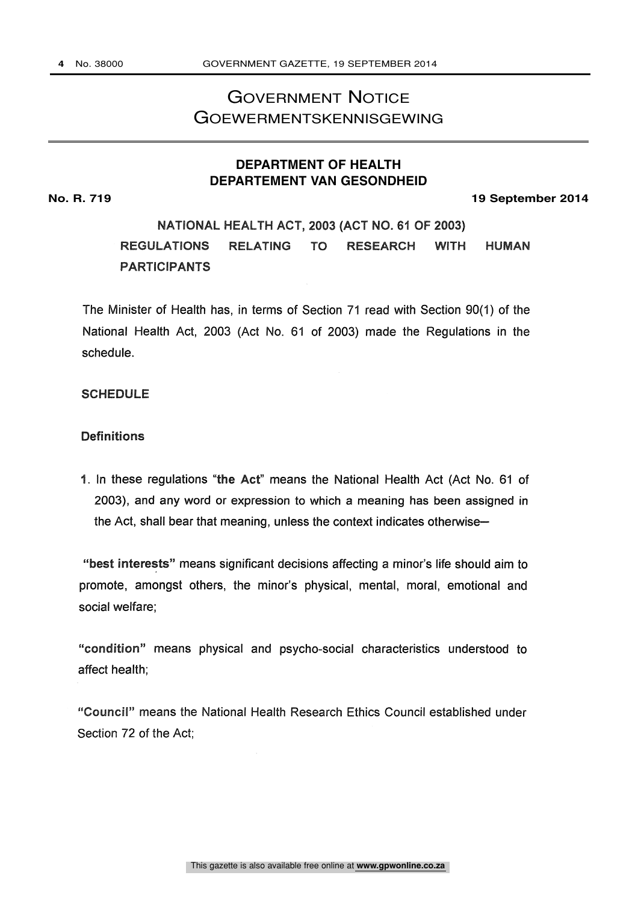# Government Notice
# Goewermentskennisgewing

## DEPARTMENT OF HEALTH
## DEPARTEMENT VAN GESONDHEID

**No. R. 719** **19 September 2014**

### NATIONAL HEALTH ACT, 2003 (ACT NO. 61 OF 2003)
### REGULATIONS RELATING TO RESEARCH WITH HUMAN PARTICIPANTS

The Minister of Health has, in terms of Section 71 read with Section 90(1) of the National Health Act, 2003 (Act No. 61 of 2003) made the Regulations in the schedule.

**SCHEDULE**

**Definitions**

1. In these regulations "**the Act**" means the National Health Act (Act No. 61 of 2003), and any word or expression to which a meaning has been assigned in the Act, shall bear that meaning, unless the context indicates otherwise—

"**best interests**" means significant decisions affecting a minor's life should aim to promote, amongst others, the minor's physical, mental, moral, emotional and social welfare;

"**condition**" means physical and psycho-social characteristics understood to affect health;

"**Council**" means the National Health Research Ethics Council established under Section 72 of the Act;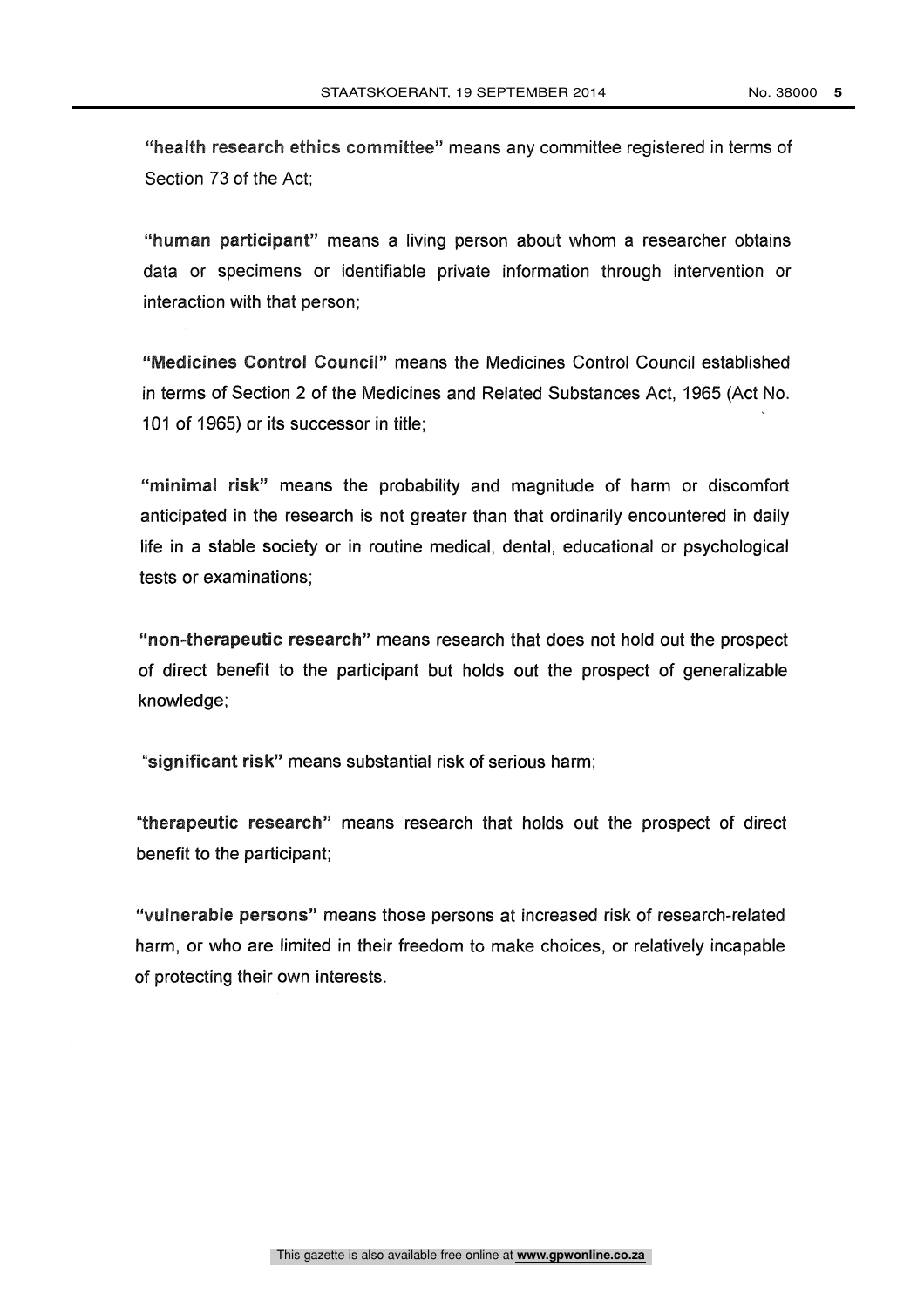"**health research ethics committee**" means any committee registered in terms of Section 73 of the Act;

"**human participant**" means a living person about whom a researcher obtains data or specimens or identifiable private information through intervention or interaction with that person;

"**Medicines Control Council**" means the Medicines Control Council established in terms of Section 2 of the Medicines and Related Substances Act, 1965 (Act No. 101 of 1965) or its successor in title;

"**minimal risk**" means the probability and magnitude of harm or discomfort anticipated in the research is not greater than that ordinarily encountered in daily life in a stable society or in routine medical, dental, educational or psychological tests or examinations;

"**non-therapeutic research**" means research that does not hold out the prospect of direct benefit to the participant but holds out the prospect of generalizable knowledge;

"**significant risk**" means substantial risk of serious harm;

"**therapeutic research**" means research that holds out the prospect of direct benefit to the participant;

"**vulnerable persons**" means those persons at increased risk of research-related harm, or who are limited in their freedom to make choices, or relatively incapable of protecting their own interests.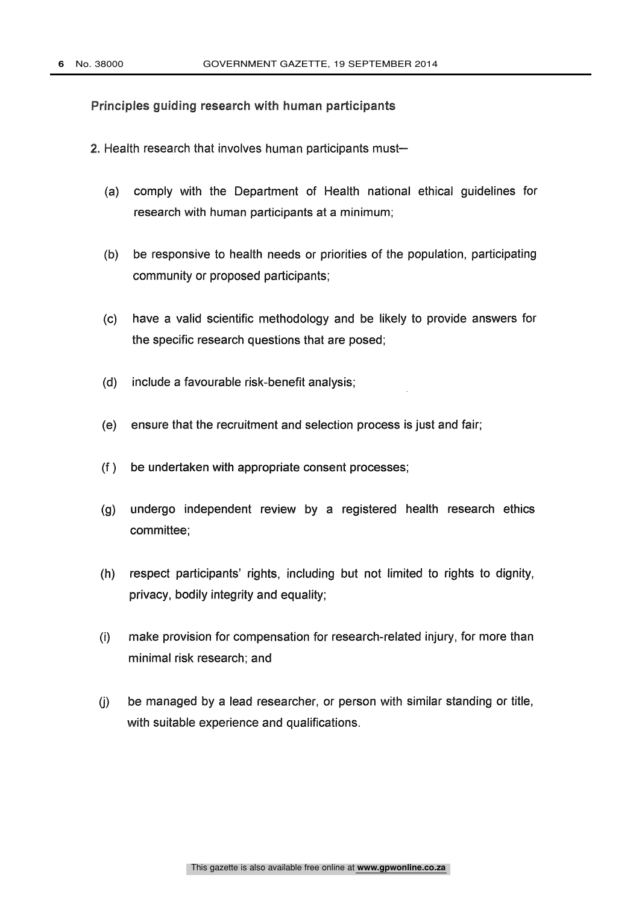## Principles guiding research with human participants

**2.** Health research that involves human participants must—

(a) comply with the Department of Health national ethical guidelines for research with human participants at a minimum;

(b) be responsive to health needs or priorities of the population, participating community or proposed participants;

(c) have a valid scientific methodology and be likely to provide answers for the specific research questions that are posed;

(d) include a favourable risk-benefit analysis;

(e) ensure that the recruitment and selection process is just and fair;

(f) be undertaken with appropriate consent processes;

(g) undergo independent review by a registered health research ethics committee;

(h) respect participants' rights, including but not limited to rights to dignity, privacy, bodily integrity and equality;

(i) make provision for compensation for research-related injury, for more than minimal risk research; and

(j) be managed by a lead researcher, or person with similar standing or title, with suitable experience and qualifications.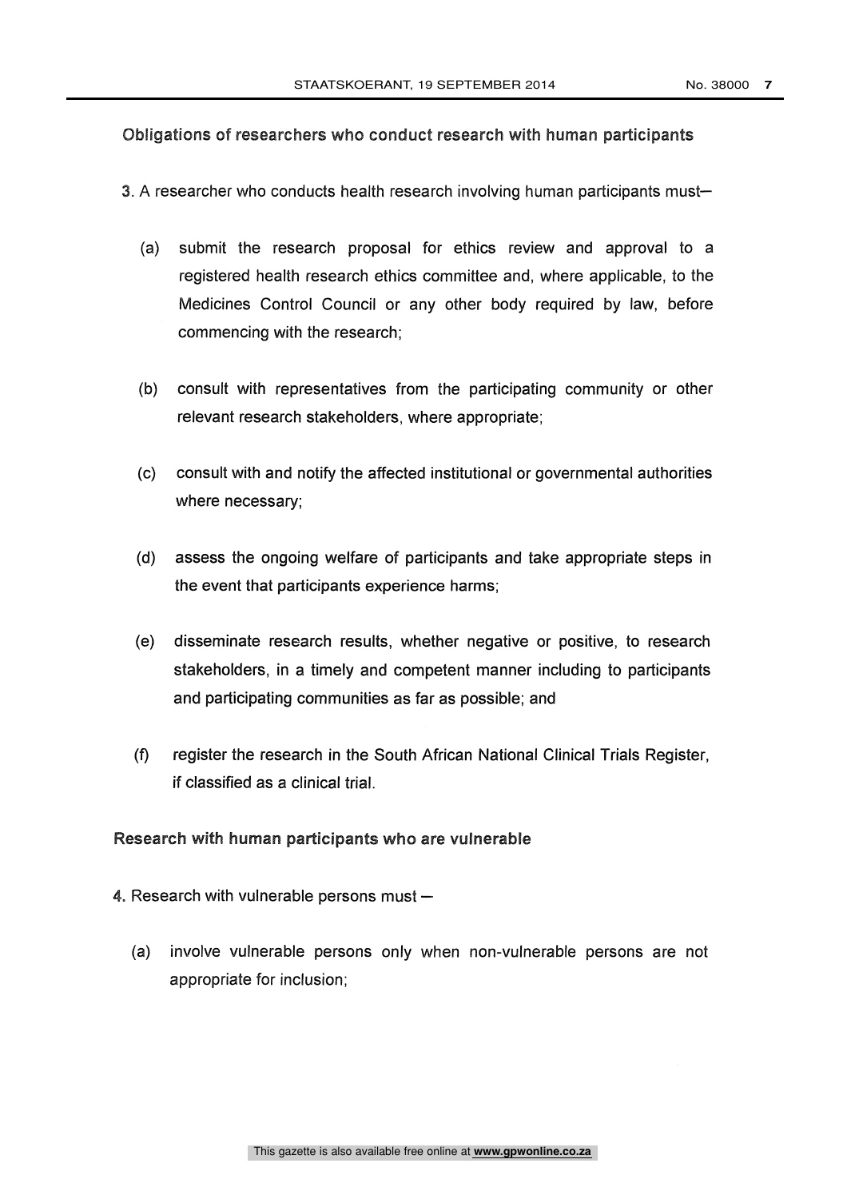## Obligations of researchers who conduct research with human participants

**3.** A researcher who conducts health research involving human participants must—

(a) submit the research proposal for ethics review and approval to a registered health research ethics committee and, where applicable, to the Medicines Control Council or any other body required by law, before commencing with the research;

(b) consult with representatives from the participating community or other relevant research stakeholders, where appropriate;

(c) consult with and notify the affected institutional or governmental authorities where necessary;

(d) assess the ongoing welfare of participants and take appropriate steps in the event that participants experience harms;

(e) disseminate research results, whether negative or positive, to research stakeholders, in a timely and competent manner including to participants and participating communities as far as possible; and

(f) register the research in the South African National Clinical Trials Register, if classified as a clinical trial.

## Research with human participants who are vulnerable

**4.** Research with vulnerable persons must —

(a) involve vulnerable persons only when non-vulnerable persons are not appropriate for inclusion;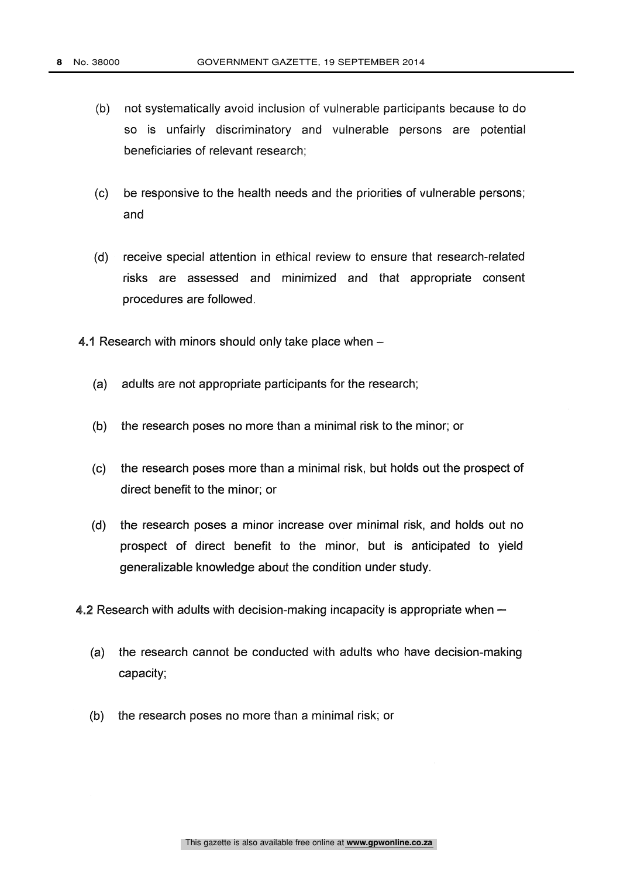(b) not systematically avoid inclusion of vulnerable participants because to do so is unfairly discriminatory and vulnerable persons are potential beneficiaries of relevant research;

(c) be responsive to the health needs and the priorities of vulnerable persons; and

(d) receive special attention in ethical review to ensure that research-related risks are assessed and minimized and that appropriate consent procedures are followed.

**4.1** Research with minors should only take place when –

(a) adults are not appropriate participants for the research;

(b) the research poses no more than a minimal risk to the minor; or

(c) the research poses more than a minimal risk, but holds out the prospect of direct benefit to the minor; or

(d) the research poses a minor increase over minimal risk, and holds out no prospect of direct benefit to the minor, but is anticipated to yield generalizable knowledge about the condition under study.

**4.2** Research with adults with decision-making incapacity is appropriate when –

(a) the research cannot be conducted with adults who have decision-making capacity;

(b) the research poses no more than a minimal risk; or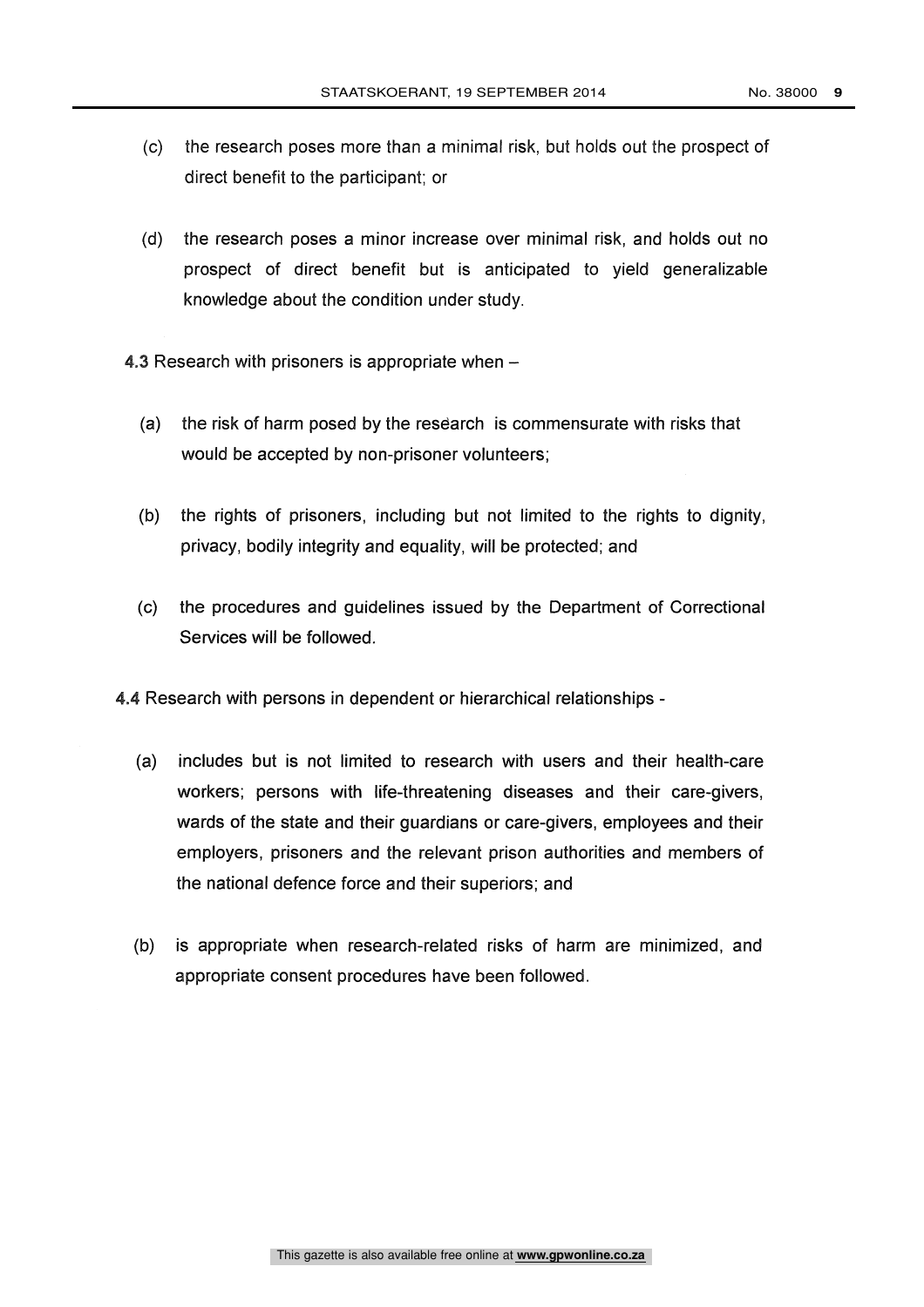(c) the research poses more than a minimal risk, but holds out the prospect of direct benefit to the participant; or

(d) the research poses a minor increase over minimal risk, and holds out no prospect of direct benefit but is anticipated to yield generalizable knowledge about the condition under study.

**4.3** Research with prisoners is appropriate when –

(a) the risk of harm posed by the research is commensurate with risks that would be accepted by non-prisoner volunteers;

(b) the rights of prisoners, including but not limited to the rights to dignity, privacy, bodily integrity and equality, will be protected; and

(c) the procedures and guidelines issued by the Department of Correctional Services will be followed.

**4.4** Research with persons in dependent or hierarchical relationships -

(a) includes but is not limited to research with users and their health-care workers; persons with life-threatening diseases and their care-givers, wards of the state and their guardians or care-givers, employees and their employers, prisoners and the relevant prison authorities and members of the national defence force and their superiors; and

(b) is appropriate when research-related risks of harm are minimized, and appropriate consent procedures have been followed.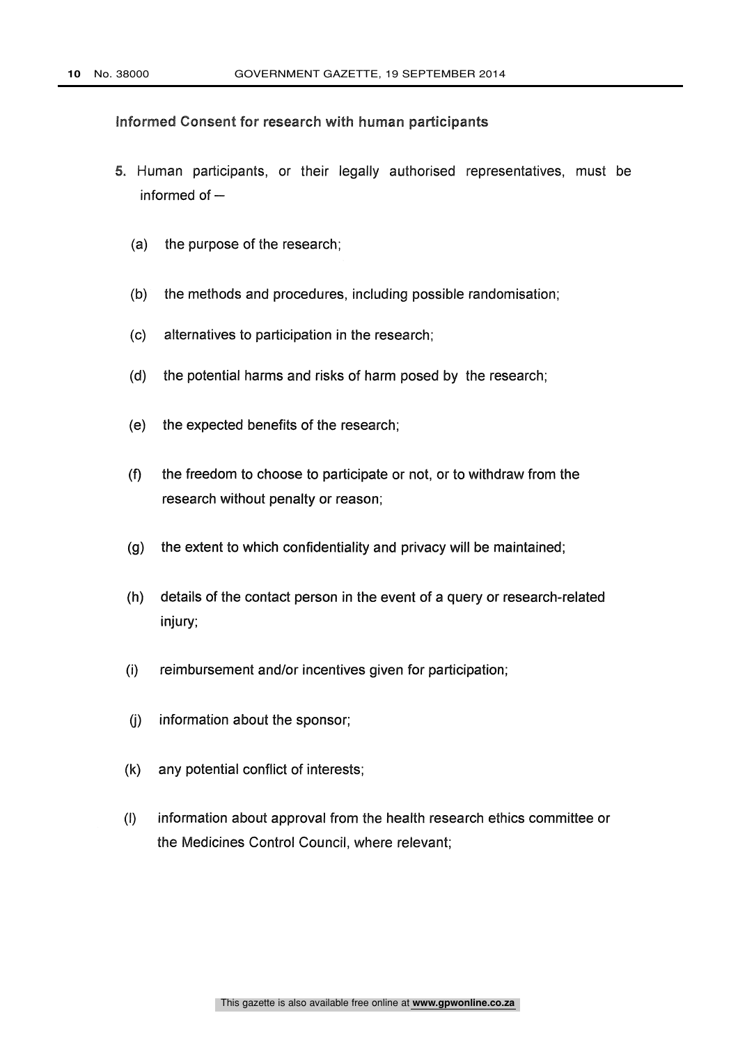### Informed Consent for research with human participants

5. Human participants, or their legally authorised representatives, must be informed of –

   (a) the purpose of the research;

   (b) the methods and procedures, including possible randomisation;

   (c) alternatives to participation in the research;

   (d) the potential harms and risks of harm posed by the research;

   (e) the expected benefits of the research;

   (f) the freedom to choose to participate or not, or to withdraw from the research without penalty or reason;

   (g) the extent to which confidentiality and privacy will be maintained;

   (h) details of the contact person in the event of a query or research-related injury;

   (i) reimbursement and/or incentives given for participation;

   (j) information about the sponsor;

   (k) any potential conflict of interests;

   (l) information about approval from the health research ethics committee or the Medicines Control Council, where relevant;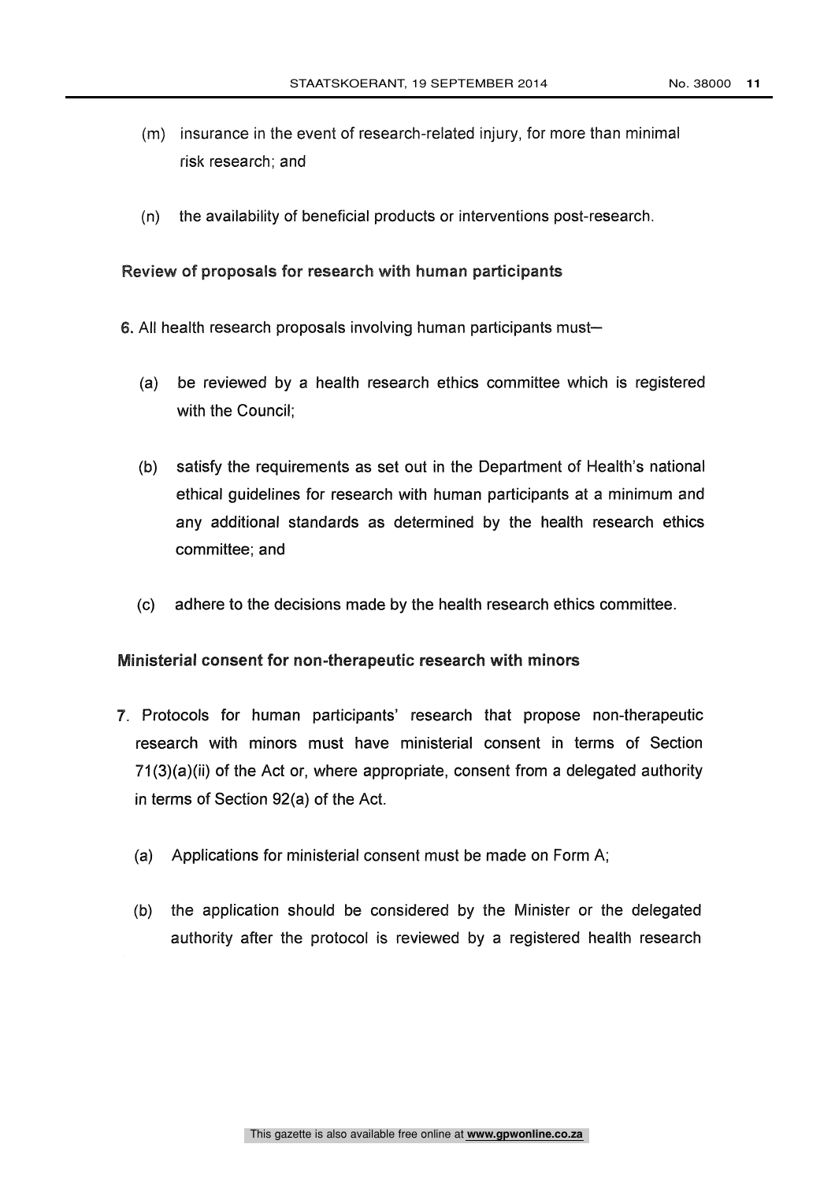(m) insurance in the event of research-related injury, for more than minimal risk research; and

(n) the availability of beneficial products or interventions post-research.

**Review of proposals for research with human participants**

6. All health research proposals involving human participants must–

(a) be reviewed by a health research ethics committee which is registered with the Council;

(b) satisfy the requirements as set out in the Department of Health's national ethical guidelines for research with human participants at a minimum and any additional standards as determined by the health research ethics committee; and

(c) adhere to the decisions made by the health research ethics committee.

**Ministerial consent for non-therapeutic research with minors**

7. Protocols for human participants' research that propose non-therapeutic research with minors must have ministerial consent in terms of Section 71(3)(a)(ii) of the Act or, where appropriate, consent from a delegated authority in terms of Section 92(a) of the Act.

(a) Applications for ministerial consent must be made on Form A;

(b) the application should be considered by the Minister or the delegated authority after the protocol is reviewed by a registered health research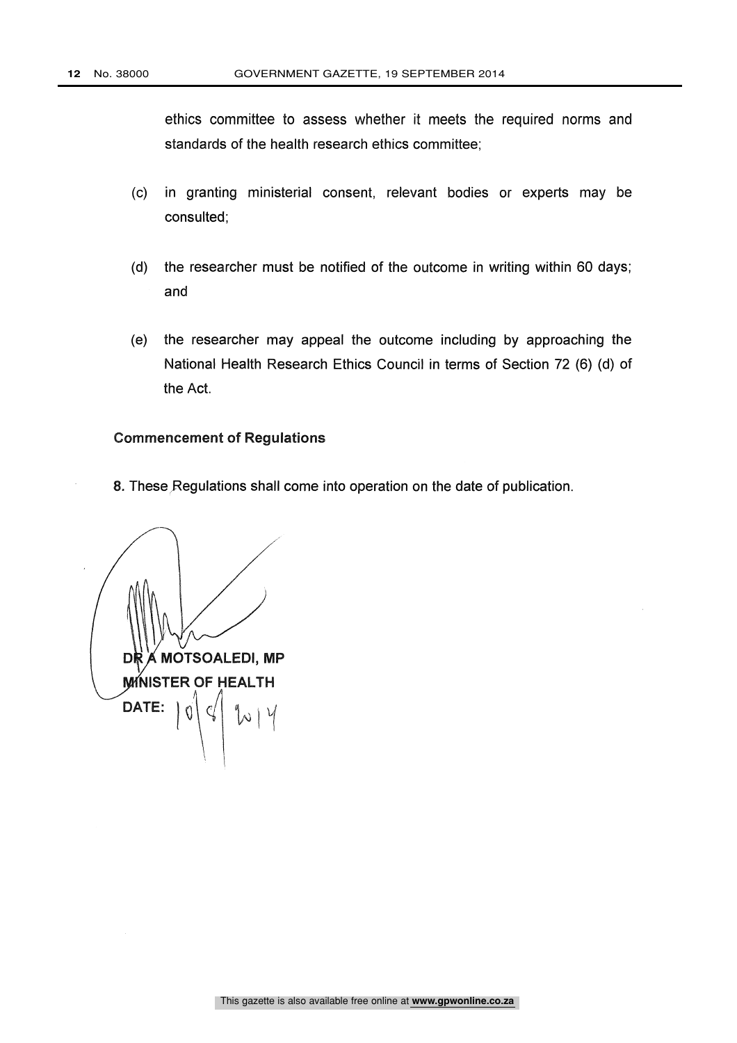ethics committee to assess whether it meets the required norms and standards of the health research ethics committee;

(c) in granting ministerial consent, relevant bodies or experts may be consulted;

(d) the researcher must be notified of the outcome in writing within 60 days; and

(e) the researcher may appeal the outcome including by approaching the National Health Research Ethics Council in terms of Section 72 (6) (d) of the Act.

**Commencement of Regulations**

**8.** These Regulations shall come into operation on the date of publication.

**DR A MOTSOALEDI, MP**
**MINISTER OF HEALTH**
**DATE:** 10/8/2014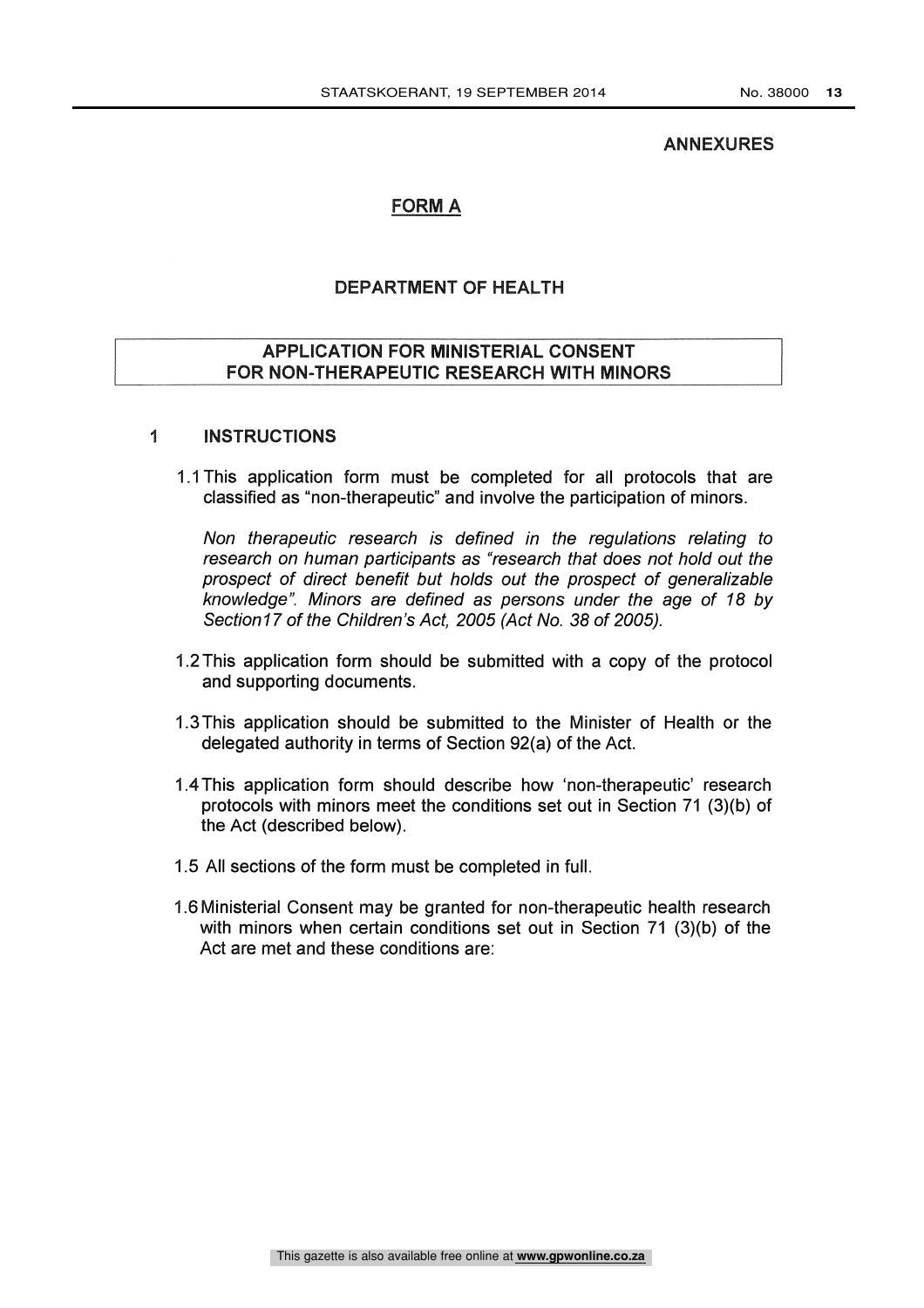**ANNEXURES**

## FORM A

### DEPARTMENT OF HEALTH

### APPLICATION FOR MINISTERIAL CONSENT FOR NON-THERAPEUTIC RESEARCH WITH MINORS

## 1 INSTRUCTIONS

1.1 This application form must be completed for all protocols that are classified as "non-therapeutic" and involve the participation of minors.

*Non therapeutic research is defined in the regulations relating to research on human participants as "research that does not hold out the prospect of direct benefit but holds out the prospect of generalizable knowledge". Minors are defined as persons under the age of 18 by Section17 of the Children's Act, 2005 (Act No. 38 of 2005).*

1.2 This application form should be submitted with a copy of the protocol and supporting documents.

1.3 This application should be submitted to the Minister of Health or the delegated authority in terms of Section 92(a) of the Act.

1.4 This application form should describe how 'non-therapeutic' research protocols with minors meet the conditions set out in Section 71 (3)(b) of the Act (described below).

1.5 All sections of the form must be completed in full.

1.6 Ministerial Consent may be granted for non-therapeutic health research with minors when certain conditions set out in Section 71 (3)(b) of the Act are met and these conditions are: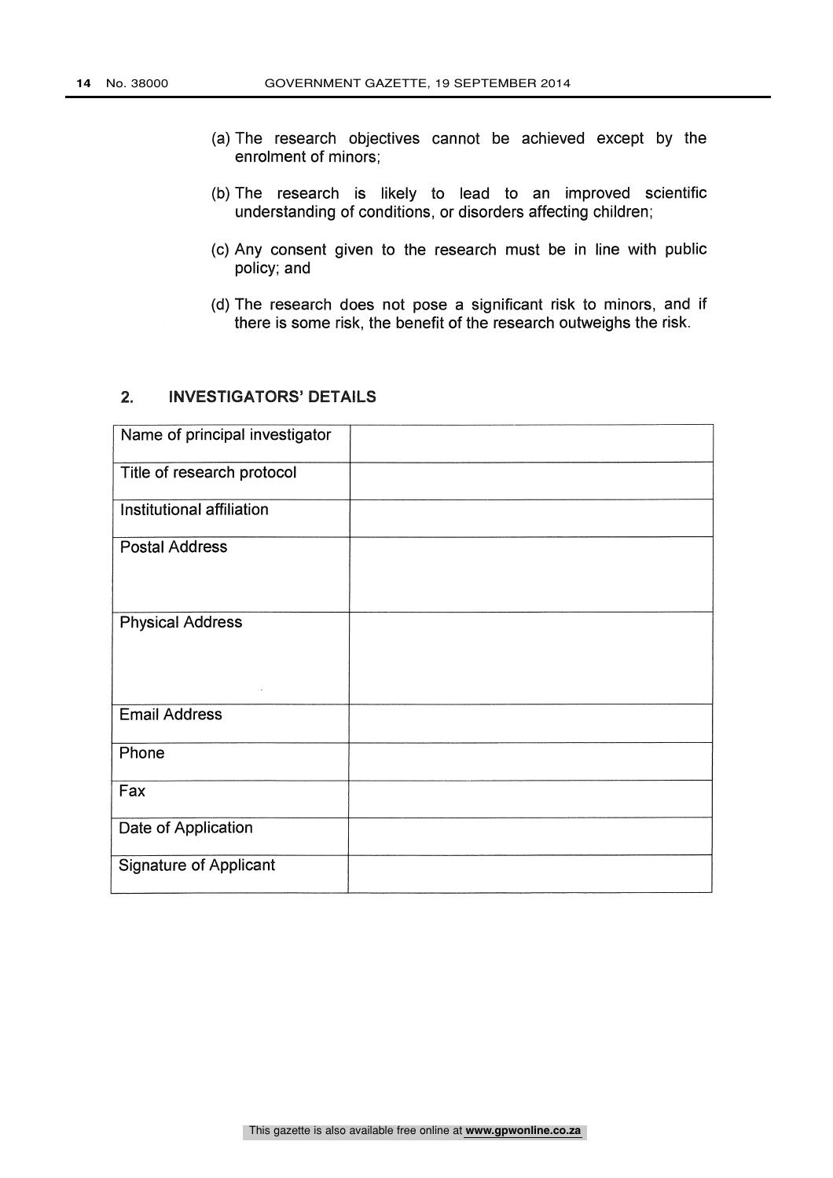(a) The research objectives cannot be achieved except by the enrolment of minors;

(b) The research is likely to lead to an improved scientific understanding of conditions, or disorders affecting children;

(c) Any consent given to the research must be in line with public policy; and

(d) The research does not pose a significant risk to minors, and if there is some risk, the benefit of the research outweighs the risk.

## 2. INVESTIGATORS' DETAILS

| Name of principal investigator | |
|---|---|
| Title of research protocol | |
| Institutional affiliation | |
| Postal Address | |
| Physical Address | |
| Email Address | |
| Phone | |
| Fax | |
| Date of Application | |
| Signature of Applicant | |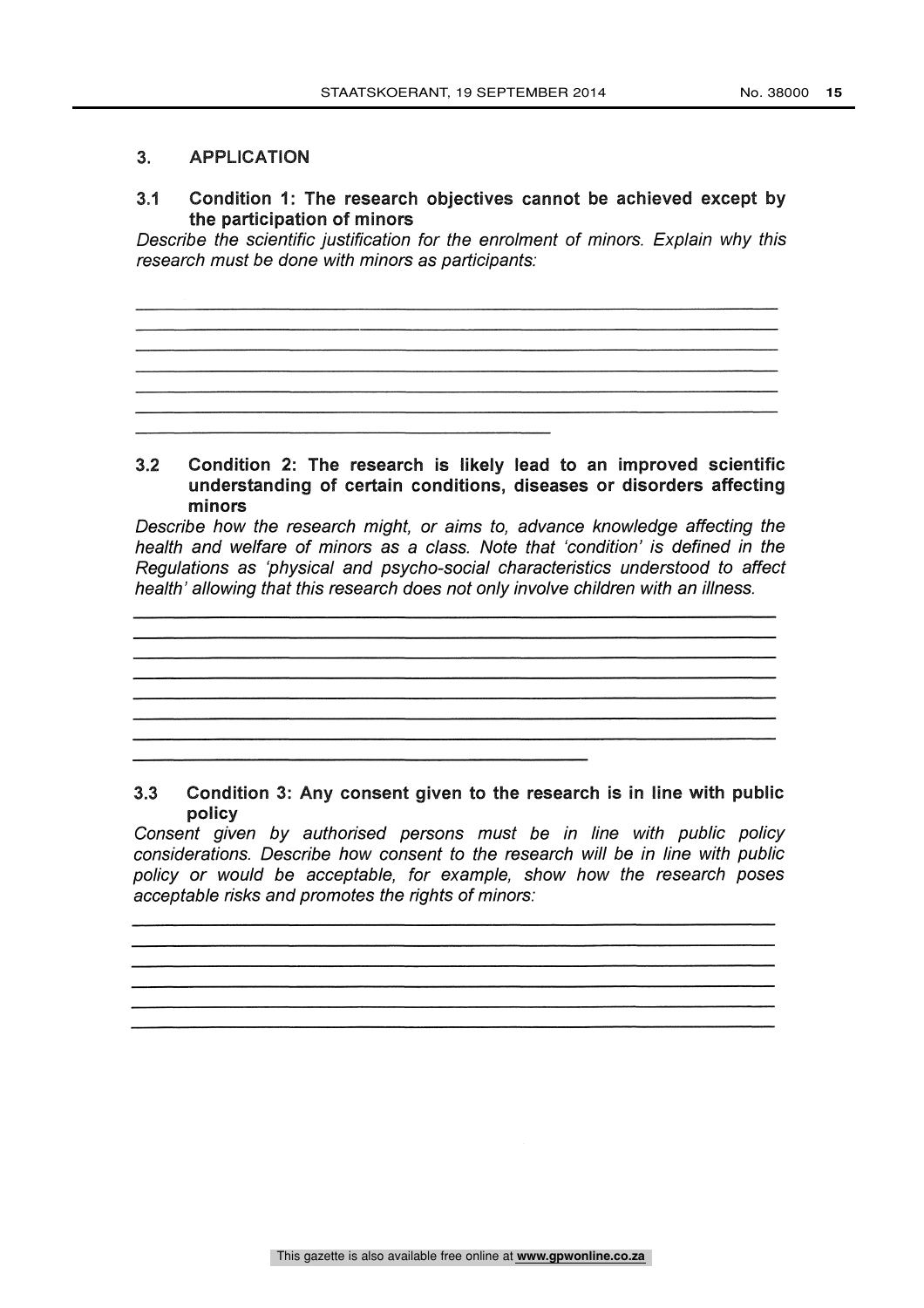## 3. APPLICATION

### 3.1 Condition 1: The research objectives cannot be achieved except by the participation of minors

*Describe the scientific justification for the enrolment of minors. Explain why this research must be done with minors as participants:*

______________________________________________________________________
______________________________________________________________________
______________________________________________________________________
______________________________________________________________________
______________________________________________________________________
______________________________________________________________________
______________________________________

### 3.2 Condition 2: The research is likely lead to an improved scientific understanding of certain conditions, diseases or disorders affecting minors

*Describe how the research might, or aims to, advance knowledge affecting the health and welfare of minors as a class. Note that 'condition' is defined in the Regulations as 'physical and psycho-social characteristics understood to affect health' allowing that this research does not only involve children with an illness.*

______________________________________________________________________
______________________________________________________________________
______________________________________________________________________
______________________________________________________________________
______________________________________________________________________
______________________________________________________________________
______________________________________________________________________
________________________________________

### 3.3 Condition 3: Any consent given to the research is in line with public policy

*Consent given by authorised persons must be in line with public policy considerations. Describe how consent to the research will be in line with public policy or would be acceptable, for example, show how the research poses acceptable risks and promotes the rights of minors:*

______________________________________________________________________
______________________________________________________________________
______________________________________________________________________
______________________________________________________________________
______________________________________________________________________
______________________________________________________________________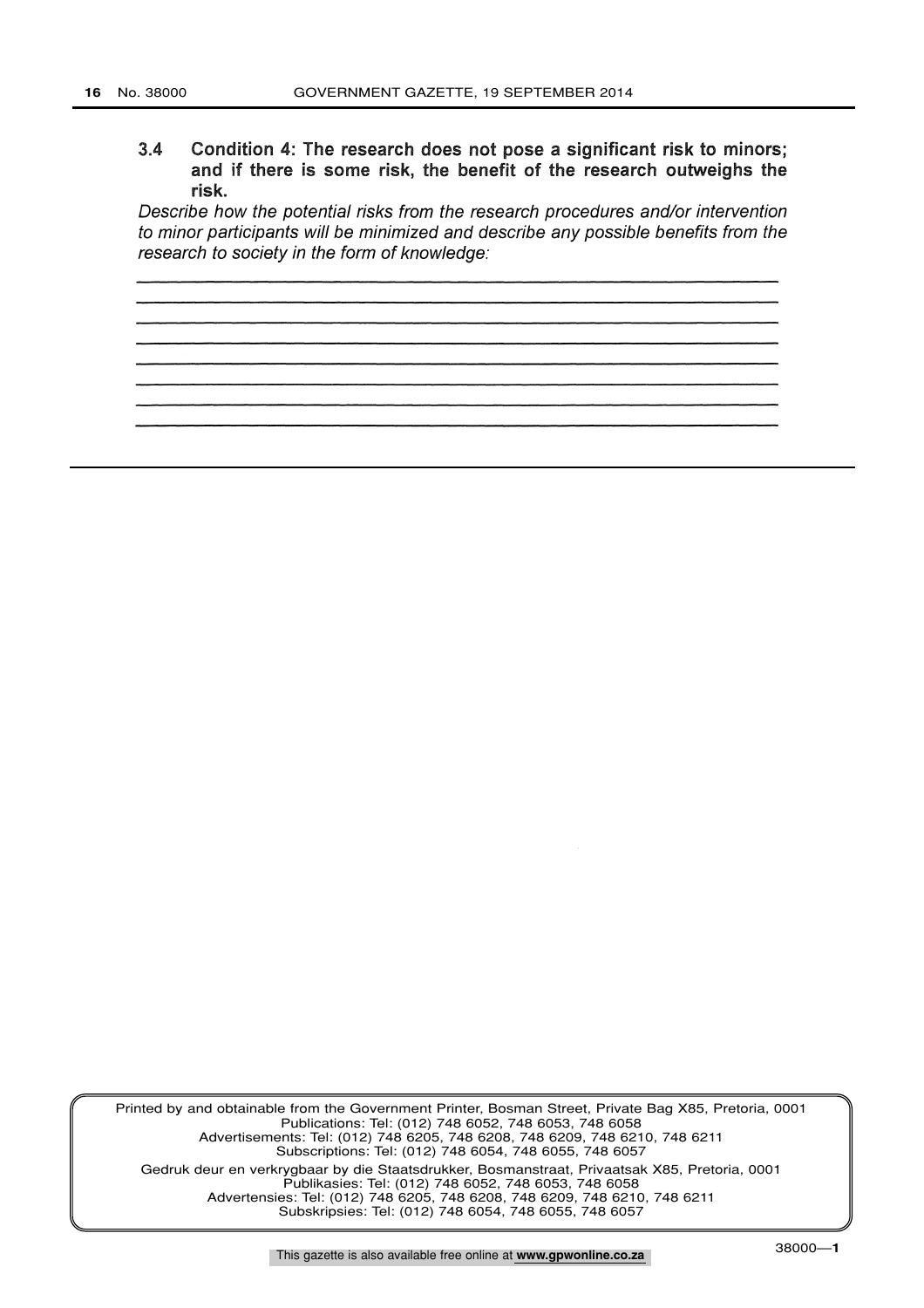### 3.4 Condition 4: The research does not pose a significant risk to minors; and if there is some risk, the benefit of the research outweighs the risk.

*Describe how the potential risks from the research procedures and/or intervention to minor participants will be minimized and describe any possible benefits from the research to society in the form of knowledge:*

\_\_\_\_\_\_\_\_\_\_\_\_\_\_\_\_\_\_\_\_\_\_\_\_\_\_\_\_\_\_\_\_\_\_\_\_\_\_\_\_\_\_\_\_\_\_\_\_\_\_\_\_\_\_\_\_\_\_\_\_

\_\_\_\_\_\_\_\_\_\_\_\_\_\_\_\_\_\_\_\_\_\_\_\_\_\_\_\_\_\_\_\_\_\_\_\_\_\_\_\_\_\_\_\_\_\_\_\_\_\_\_\_\_\_\_\_\_\_\_\_

\_\_\_\_\_\_\_\_\_\_\_\_\_\_\_\_\_\_\_\_\_\_\_\_\_\_\_\_\_\_\_\_\_\_\_\_\_\_\_\_\_\_\_\_\_\_\_\_\_\_\_\_\_\_\_\_\_\_\_\_

\_\_\_\_\_\_\_\_\_\_\_\_\_\_\_\_\_\_\_\_\_\_\_\_\_\_\_\_\_\_\_\_\_\_\_\_\_\_\_\_\_\_\_\_\_\_\_\_\_\_\_\_\_\_\_\_\_\_\_\_

\_\_\_\_\_\_\_\_\_\_\_\_\_\_\_\_\_\_\_\_\_\_\_\_\_\_\_\_\_\_\_\_\_\_\_\_\_\_\_\_\_\_\_\_\_\_\_\_\_\_\_\_\_\_\_\_\_\_\_\_

\_\_\_\_\_\_\_\_\_\_\_\_\_\_\_\_\_\_\_\_\_\_\_\_\_\_\_\_\_\_\_\_\_\_\_\_\_\_\_\_\_\_\_\_\_\_\_\_\_\_\_\_\_\_\_\_\_\_\_\_

\_\_\_\_\_\_\_\_\_\_\_\_\_\_\_\_\_\_\_\_\_\_\_\_\_\_\_\_\_\_\_\_\_\_\_\_\_\_\_\_\_\_\_\_\_\_\_\_\_\_\_\_\_\_\_\_\_\_\_\_

\_\_\_\_\_\_\_\_\_\_\_\_\_\_\_\_\_\_\_\_\_\_\_\_\_\_\_\_\_\_\_\_\_\_\_\_\_\_\_\_\_\_\_\_\_\_\_\_\_\_\_\_\_\_\_\_\_\_\_\_

---

Printed by and obtainable from the Government Printer, Bosman Street, Private Bag X85, Pretoria, 0001
Publications: Tel: (012) 748 6052, 748 6053, 748 6058
Advertisements: Tel: (012) 748 6205, 748 6208, 748 6209, 748 6210, 748 6211
Subscriptions: Tel: (012) 748 6054, 748 6055, 748 6057

Gedruk deur en verkrygbaar by die Staatsdrukker, Bosmanstraat, Privaatsak X85, Pretoria, 0001
Publikasies: Tel: (012) 748 6052, 748 6053, 748 6058
Advertensies: Tel: (012) 748 6205, 748 6208, 748 6209, 748 6210, 748 6211
Subskripsies: Tel: (012) 748 6054, 748 6055, 748 6057